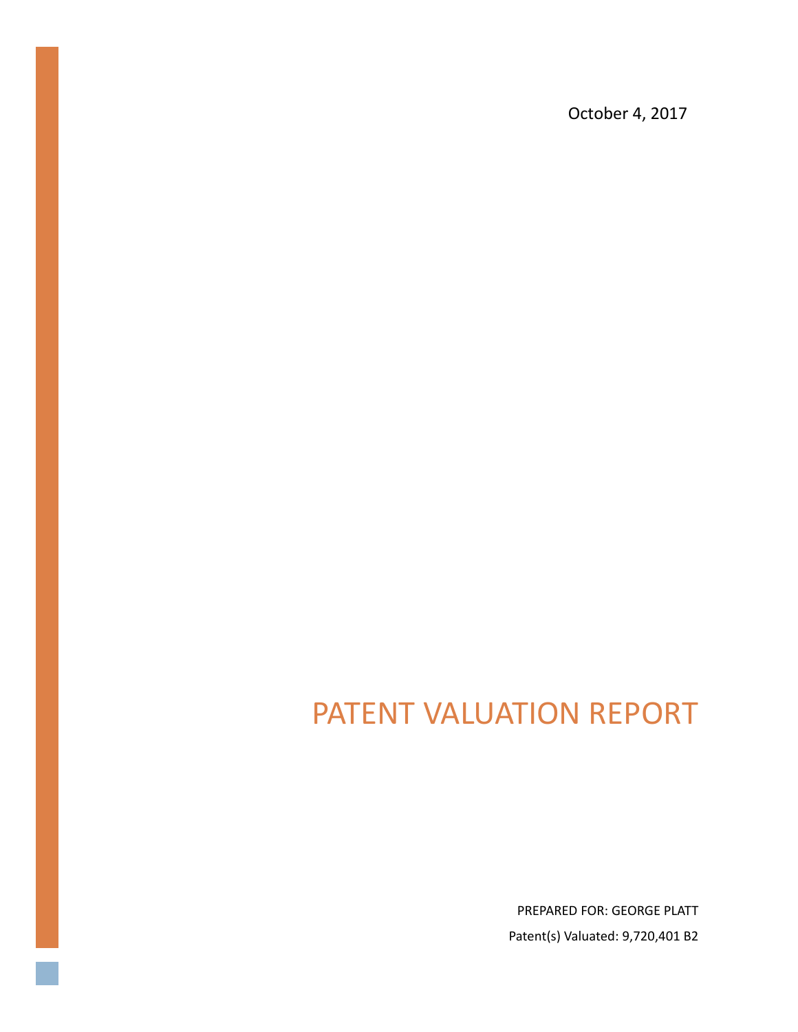October 4, 2017

# PATENT VALUATION REPORT

PREPARED FOR: GEORGE PLATT

Patent(s) Valuated: 9,720,401 B2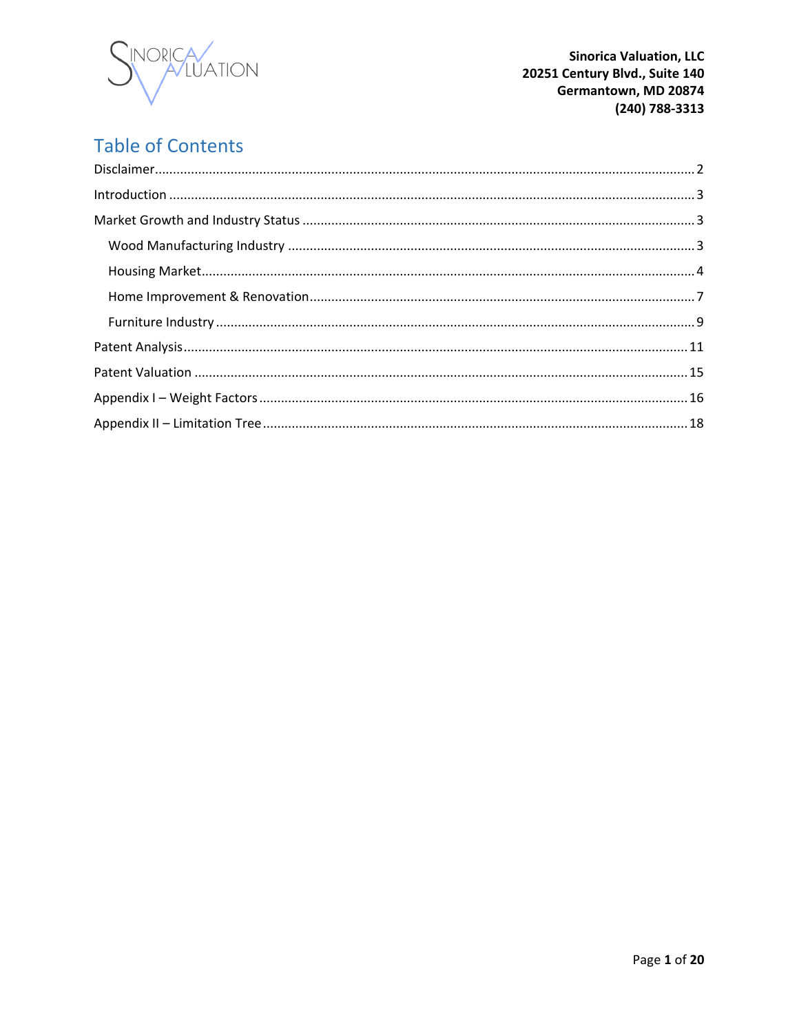Sinorica Valuation, LLC
20251 Century Blvd., Suite 140
Germantown, MD 20874
(240) 788-3313

# Table of Contents

Disclaimer ..... 2

Introduction ..... 3

Market Growth and Industry Status ..... 3

- Wood Manufacturing Industry ..... 3
- Housing Market ..... 4
- Home Improvement & Renovation ..... 7
- Furniture Industry ..... 9

Patent Analysis ..... 11

Patent Valuation ..... 15

Appendix I – Weight Factors ..... 16

Appendix II – Limitation Tree ..... 18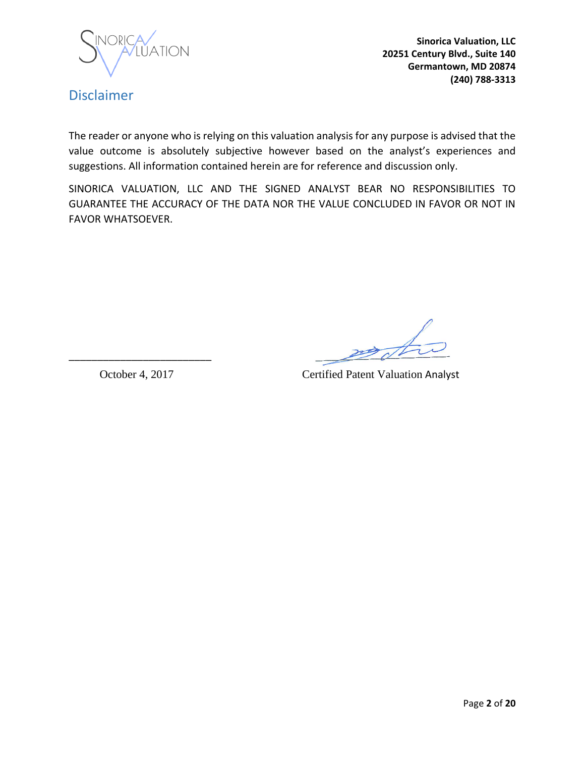Sinorica Valuation, LLC
20251 Century Blvd., Suite 140
Germantown, MD 20874
(240) 788-3313

## Disclaimer

The reader or anyone who is relying on this valuation analysis for any purpose is advised that the value outcome is absolutely subjective however based on the analyst's experiences and suggestions. All information contained herein are for reference and discussion only.

SINORICA VALUATION, LLC AND THE SIGNED ANALYST BEAR NO RESPONSIBILITIES TO GUARANTEE THE ACCURACY OF THE DATA NOR THE VALUE CONCLUDED IN FAVOR OR NOT IN FAVOR WHATSOEVER.

October 4, 2017

Certified Patent Valuation Analyst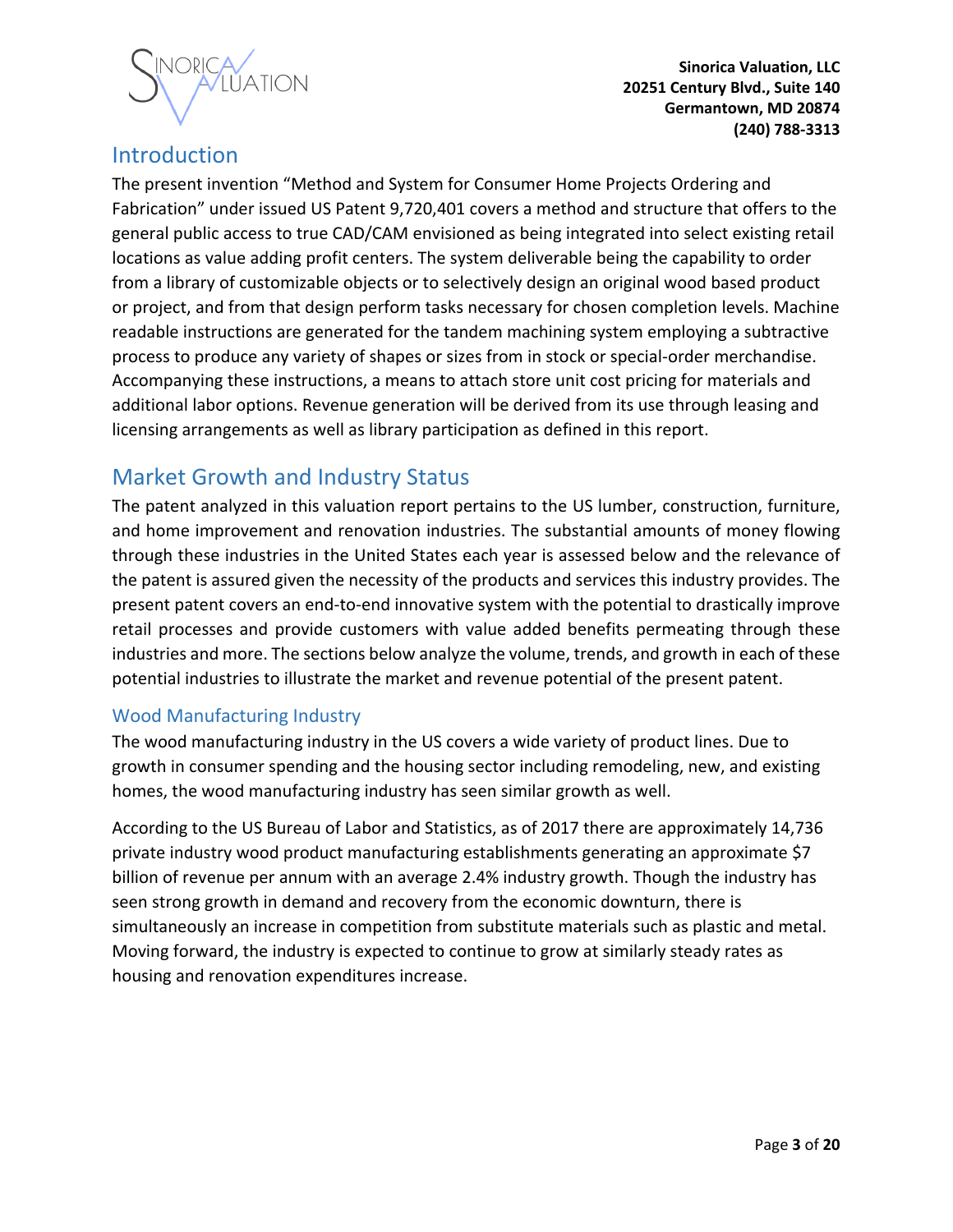## Introduction

The present invention "Method and System for Consumer Home Projects Ordering and Fabrication" under issued US Patent 9,720,401 covers a method and structure that offers to the general public access to true CAD/CAM envisioned as being integrated into select existing retail locations as value adding profit centers. The system deliverable being the capability to order from a library of customizable objects or to selectively design an original wood based product or project, and from that design perform tasks necessary for chosen completion levels. Machine readable instructions are generated for the tandem machining system employing a subtractive process to produce any variety of shapes or sizes from in stock or special-order merchandise. Accompanying these instructions, a means to attach store unit cost pricing for materials and additional labor options. Revenue generation will be derived from its use through leasing and licensing arrangements as well as library participation as defined in this report.

## Market Growth and Industry Status

The patent analyzed in this valuation report pertains to the US lumber, construction, furniture, and home improvement and renovation industries. The substantial amounts of money flowing through these industries in the United States each year is assessed below and the relevance of the patent is assured given the necessity of the products and services this industry provides. The present patent covers an end-to-end innovative system with the potential to drastically improve retail processes and provide customers with value added benefits permeating through these industries and more. The sections below analyze the volume, trends, and growth in each of these potential industries to illustrate the market and revenue potential of the present patent.

### Wood Manufacturing Industry

The wood manufacturing industry in the US covers a wide variety of product lines. Due to growth in consumer spending and the housing sector including remodeling, new, and existing homes, the wood manufacturing industry has seen similar growth as well.

According to the US Bureau of Labor and Statistics, as of 2017 there are approximately 14,736 private industry wood product manufacturing establishments generating an approximate $7 billion of revenue per annum with an average 2.4% industry growth. Though the industry has seen strong growth in demand and recovery from the economic downturn, there is simultaneously an increase in competition from substitute materials such as plastic and metal. Moving forward, the industry is expected to continue to grow at similarly steady rates as housing and renovation expenditures increase.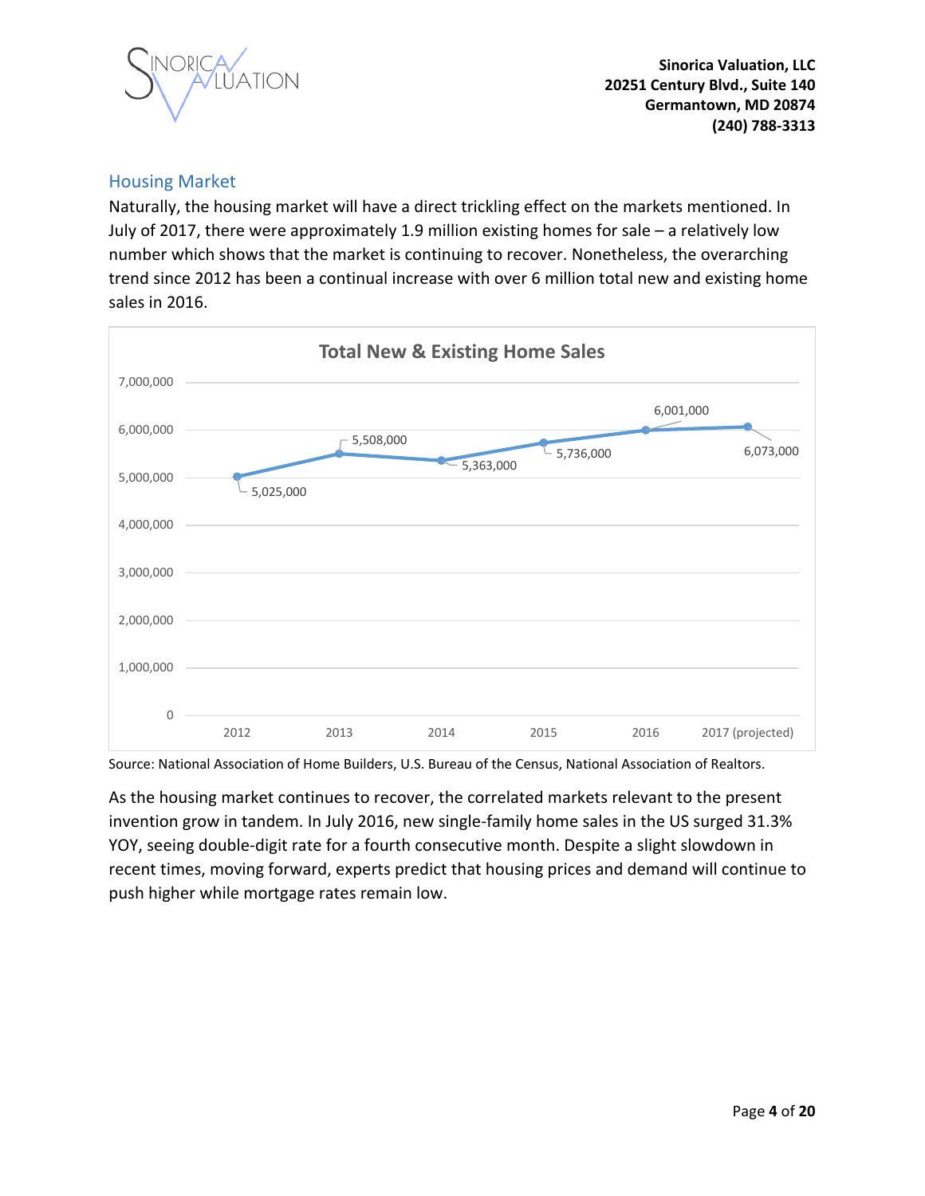## Housing Market

Naturally, the housing market will have a direct trickling effect on the markets mentioned. In July of 2017, there were approximately 1.9 million existing homes for sale – a relatively low number which shows that the market is continuing to recover. Nonetheless, the overarching trend since 2012 has been a continual increase with over 6 million total new and existing home sales in 2016.

**Total New & Existing Home Sales**

| Year | Total New & Existing Home Sales |
| --- | --- |
| 2012 | 5,025,000 |
| 2013 | 5,508,000 |
| 2014 | 5,363,000 |
| 2015 | 5,736,000 |
| 2016 | 6,001,000 |
| 2017 (projected) | 6,073,000 |

Source: National Association of Home Builders, U.S. Bureau of the Census, National Association of Realtors.

As the housing market continues to recover, the correlated markets relevant to the present invention grow in tandem. In July 2016, new single-family home sales in the US surged 31.3% YOY, seeing double-digit rate for a fourth consecutive month. Despite a slight slowdown in recent times, moving forward, experts predict that housing prices and demand will continue to push higher while mortgage rates remain low.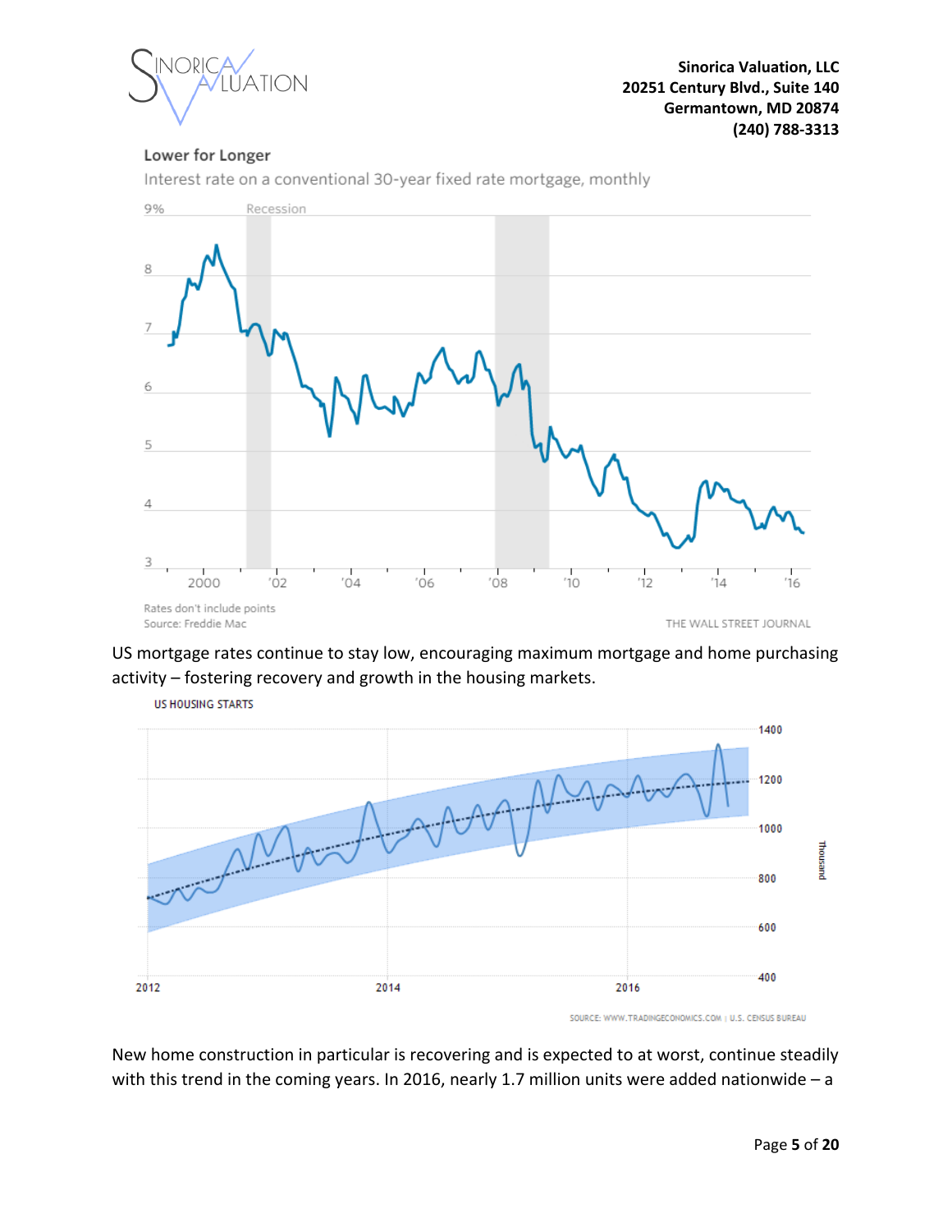**Lower for Longer**

Interest rate on a conventional 30-year fixed rate mortgage, monthly

Rates don't include points
Source: Freddie Mac

THE WALL STREET JOURNAL

US mortgage rates continue to stay low, encouraging maximum mortgage and home purchasing activity – fostering recovery and growth in the housing markets.

US HOUSING STARTS

SOURCE: WWW.TRADINGECONOMICS.COM | U.S. CENSUS BUREAU

New home construction in particular is recovering and is expected to at worst, continue steadily with this trend in the coming years. In 2016, nearly 1.7 million units were added nationwide – a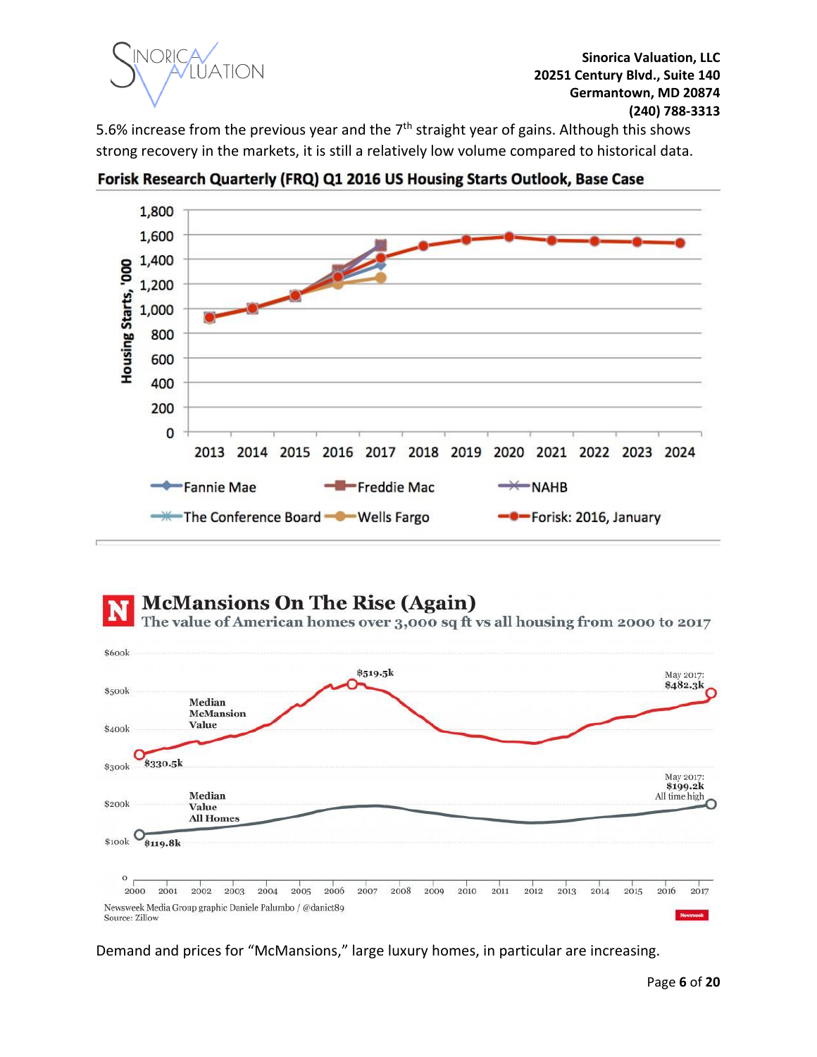5.6% increase from the previous year and the 7th straight year of gains. Although this shows strong recovery in the markets, it is still a relatively low volume compared to historical data.

**Forisk Research Quarterly (FRQ) Q1 2016 US Housing Starts Outlook, Base Case**

**McMansions On The Rise (Again)**

The value of American homes over 3,000 sq ft vs all housing from 2000 to 2017

Newsweek Media Group graphic Daniele Palumbo / @danict89
Source: Zillow

Demand and prices for "McMansions," large luxury homes, in particular are increasing.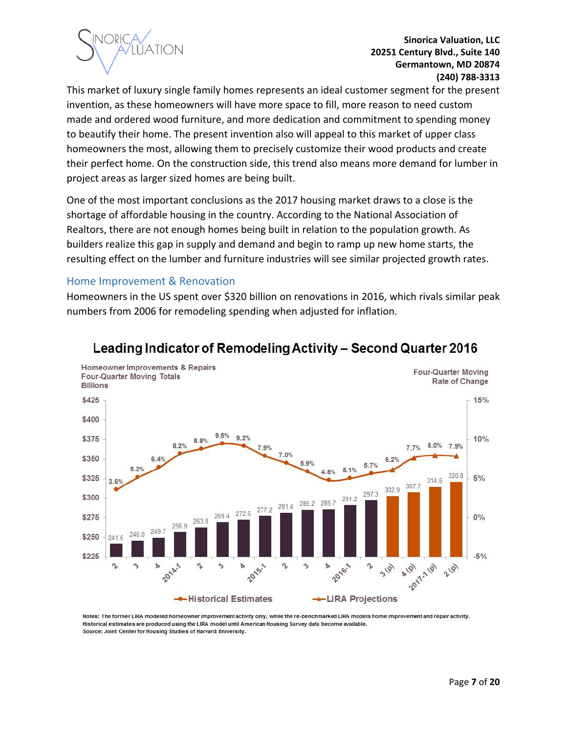This market of luxury single family homes represents an ideal customer segment for the present invention, as these homeowners will have more space to fill, more reason to need custom made and ordered wood furniture, and more dedication and commitment to spending money to beautify their home. The present invention also will appeal to this market of upper class homeowners the most, allowing them to precisely customize their wood products and create their perfect home. On the construction side, this trend also means more demand for lumber in project areas as larger sized homes are being built.

One of the most important conclusions as the 2017 housing market draws to a close is the shortage of affordable housing in the country. According to the National Association of Realtors, there are not enough homes being built in relation to the population growth. As builders realize this gap in supply and demand and begin to ramp up new home starts, the resulting effect on the lumber and furniture industries will see similar projected growth rates.

## Home Improvement & Renovation

Homeowners in the US spent over $320 billion on renovations in 2016, which rivals similar peak numbers from 2006 for remodeling spending when adjusted for inflation.

**Leading Indicator of Remodeling Activity – Second Quarter 2016**

| Quarter | Homeowner Improvements & Repairs Four-Quarter Moving Totals (Billions) | Four-Quarter Moving Rate of Change | Type |
|---|---|---|---|
| 2 | 241.6 | 3.6% | Historical Estimates |
| 3 | 246.0 | 5.2% | Historical Estimates |
| 4 | 249.7 | 6.4% | Historical Estimates |
| 2014-1 | 256.9 | 8.2% | Historical Estimates |
| 2 | 263.0 | 8.8% | Historical Estimates |
| 3 | 269.4 | 9.5% | Historical Estimates |
| 4 | 272.6 | 9.2% | Historical Estimates |
| 2015-1 | 277.2 | 7.9% | Historical Estimates |
| 2 | 281.4 | 7.0% | Historical Estimates |
| 3 | 285.2 | 5.9% | Historical Estimates |
| 4 | 285.7 | 4.8% | Historical Estimates |
| 2016-1 | 291.2 | 5.1% | Historical Estimates |
| 2 | 297.3 | 5.7% | Historical Estimates |
| 3 (p) | 302.9 | 6.2% | LIRA Projections |
| 4 (p) | 307.7 | 7.7% | LIRA Projections |
| 2017-1 (p) | 314.5 | 8.0% | LIRA Projections |
| 2 (p) | 320.8 | 7.9% | LIRA Projections |

Notes: The former LIRA modeled homeowner improvement activity only, while the re-benchmarked LIRA models home improvement and repair activity. Historical estimates are produced using the LIRA model until American Housing Survey data become available.
Source: Joint Center for Housing Studies of Harvard University.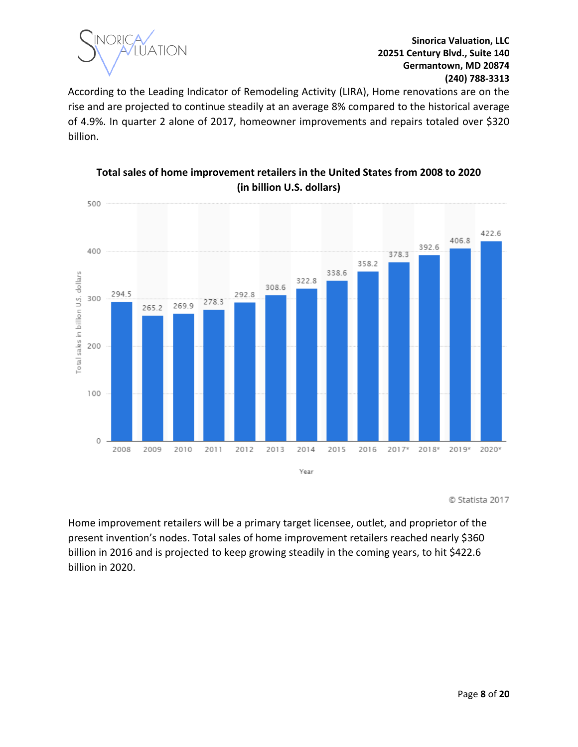According to the Leading Indicator of Remodeling Activity (LIRA), Home renovations are on the rise and are projected to continue steadily at an average 8% compared to the historical average of 4.9%. In quarter 2 alone of 2017, homeowner improvements and repairs totaled over $320 billion.

**Total sales of home improvement retailers in the United States from 2008 to 2020 (in billion U.S. dollars)**

| Year | Total sales in billion U.S. dollars |
|---|---|
| 2008 | 294.5 |
| 2009 | 265.2 |
| 2010 | 269.9 |
| 2011 | 278.3 |
| 2012 | 292.8 |
| 2013 | 308.6 |
| 2014 | 322.8 |
| 2015 | 338.6 |
| 2016 | 358.2 |
| 2017* | 378.3 |
| 2018* | 392.6 |
| 2019* | 406.8 |
| 2020* | 422.6 |

© Statista 2017

Home improvement retailers will be a primary target licensee, outlet, and proprietor of the present invention's nodes. Total sales of home improvement retailers reached nearly $360 billion in 2016 and is projected to keep growing steadily in the coming years, to hit $422.6 billion in 2020.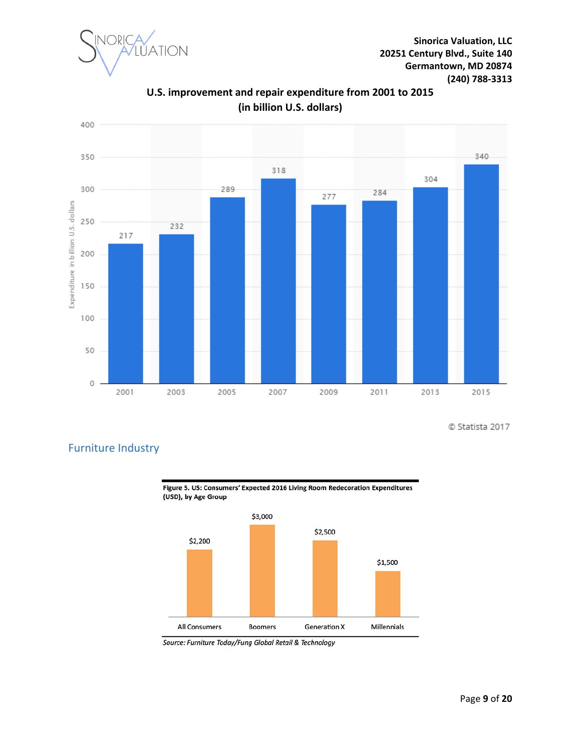**U.S. improvement and repair expenditure from 2001 to 2015 (in billion U.S. dollars)**

| Year | Expenditure in billion U.S. dollars |
|---|---|
| 2001 | 217 |
| 2003 | 232 |
| 2005 | 289 |
| 2007 | 318 |
| 2009 | 277 |
| 2011 | 284 |
| 2013 | 304 |
| 2015 | 340 |

© Statista 2017

## Furniture Industry

**Figure 5. US: Consumers' Expected 2016 Living Room Redecoration Expenditures (USD), by Age Group**

| All Consumers | Boomers | Generation X | Millennials |
|---|---|---|---|
| $2,200 | $3,000 | $2,500 | $1,500 |

*Source: Furniture Today/Fung Global Retail & Technology*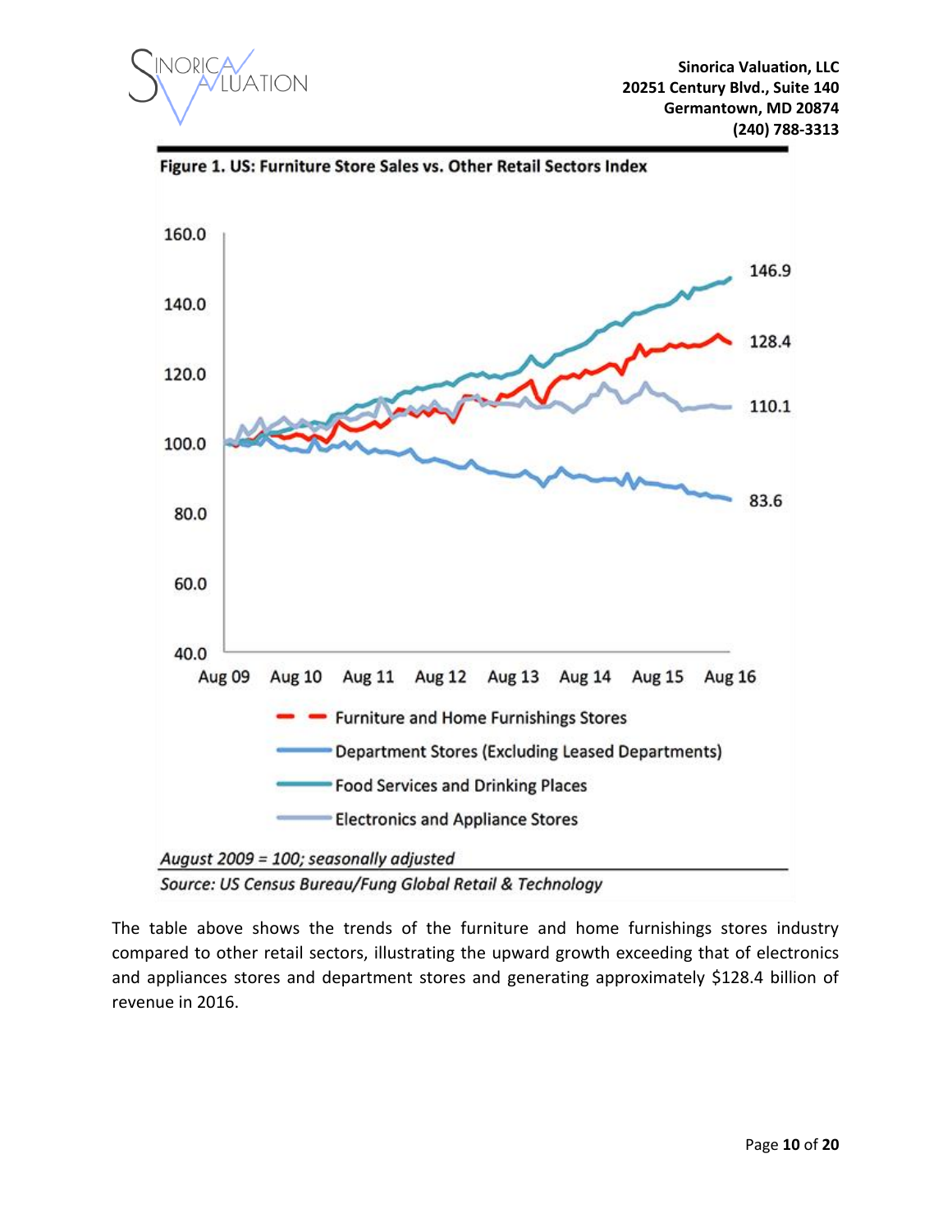**Figure 1. US: Furniture Store Sales vs. Other Retail Sectors Index**

Y-axis: 40.0, 60.0, 80.0, 100.0, 120.0, 140.0, 160.0

X-axis: Aug 09, Aug 10, Aug 11, Aug 12, Aug 13, Aug 14, Aug 15, Aug 16

End values: 146.9, 128.4, 110.1, 83.6

- Furniture and Home Furnishings Stores
- Department Stores (Excluding Leased Departments)
- Food Services and Drinking Places
- Electronics and Appliance Stores

*August 2009 = 100; seasonally adjusted*

*Source: US Census Bureau/Fung Global Retail & Technology*

The table above shows the trends of the furniture and home furnishings stores industry compared to other retail sectors, illustrating the upward growth exceeding that of electronics and appliances stores and department stores and generating approximately $128.4 billion of revenue in 2016.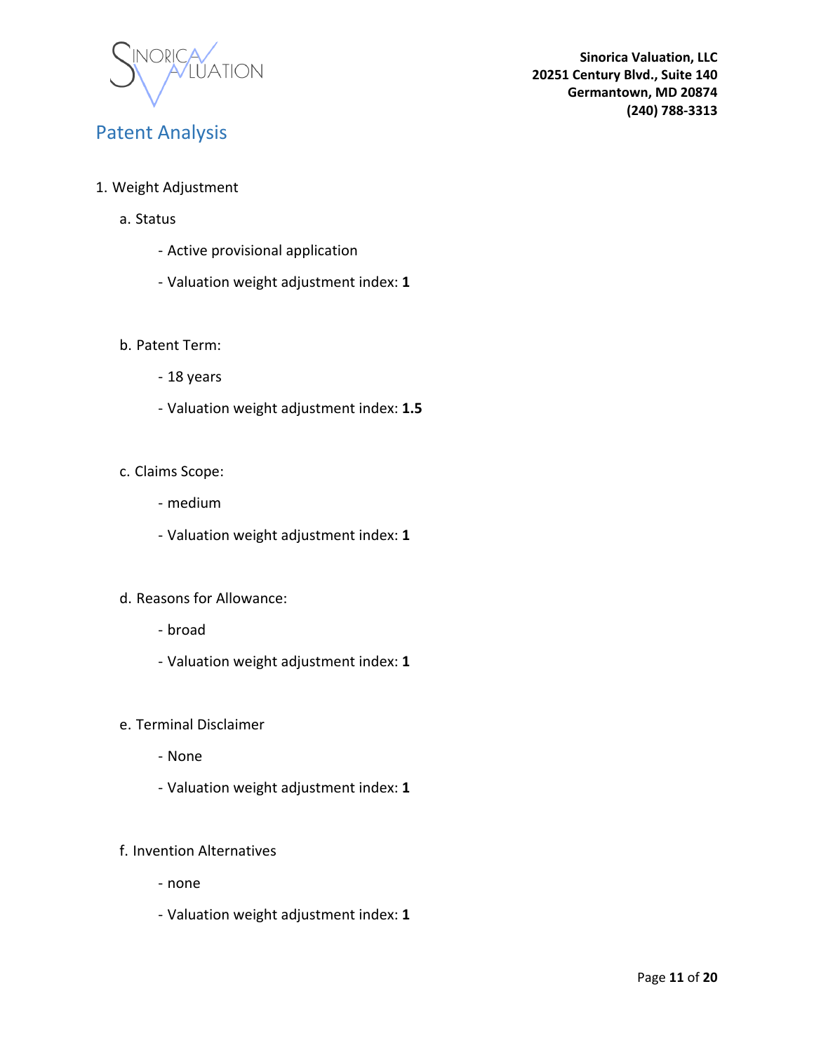Sinorica Valuation, LLC
20251 Century Blvd., Suite 140
Germantown, MD 20874
(240) 788-3313

## Patent Analysis

1. Weight Adjustment

   a. Status

   - Active provisional application
   - Valuation weight adjustment index: **1**

   b. Patent Term:

   - 18 years
   - Valuation weight adjustment index: **1.5**

   c. Claims Scope:

   - medium
   - Valuation weight adjustment index: **1**

   d. Reasons for Allowance:

   - broad
   - Valuation weight adjustment index: **1**

   e. Terminal Disclaimer

   - None
   - Valuation weight adjustment index: **1**

   f. Invention Alternatives

   - none
   - Valuation weight adjustment index: **1**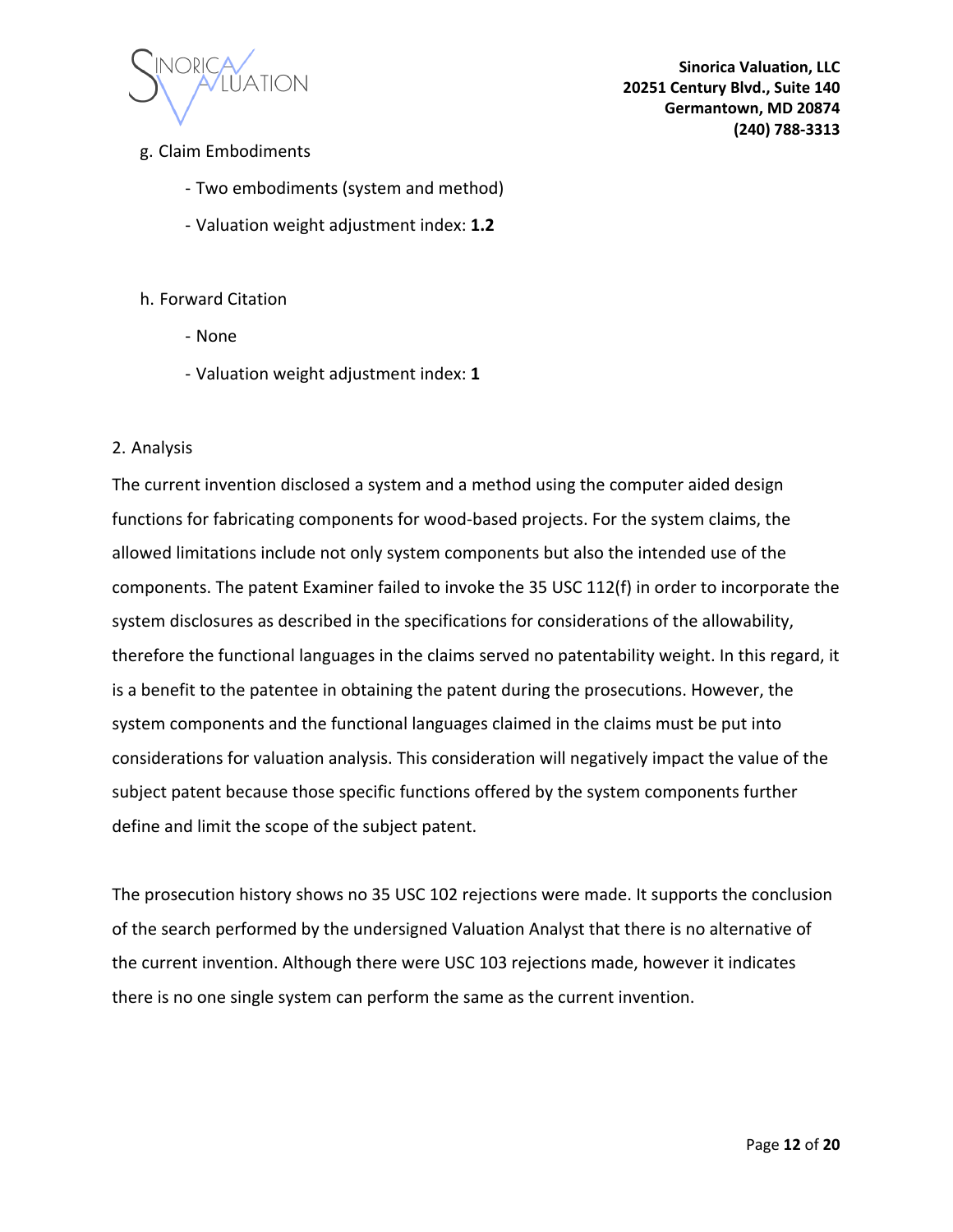g. Claim Embodiments

- Two embodiments (system and method)
- Valuation weight adjustment index: **1.2**

h. Forward Citation

- None
- Valuation weight adjustment index: **1**

2. Analysis

The current invention disclosed a system and a method using the computer aided design functions for fabricating components for wood-based projects. For the system claims, the allowed limitations include not only system components but also the intended use of the components. The patent Examiner failed to invoke the 35 USC 112(f) in order to incorporate the system disclosures as described in the specifications for considerations of the allowability, therefore the functional languages in the claims served no patentability weight. In this regard, it is a benefit to the patentee in obtaining the patent during the prosecutions. However, the system components and the functional languages claimed in the claims must be put into considerations for valuation analysis. This consideration will negatively impact the value of the subject patent because those specific functions offered by the system components further define and limit the scope of the subject patent.

The prosecution history shows no 35 USC 102 rejections were made. It supports the conclusion of the search performed by the undersigned Valuation Analyst that there is no alternative of the current invention. Although there were USC 103 rejections made, however it indicates there is no one single system can perform the same as the current invention.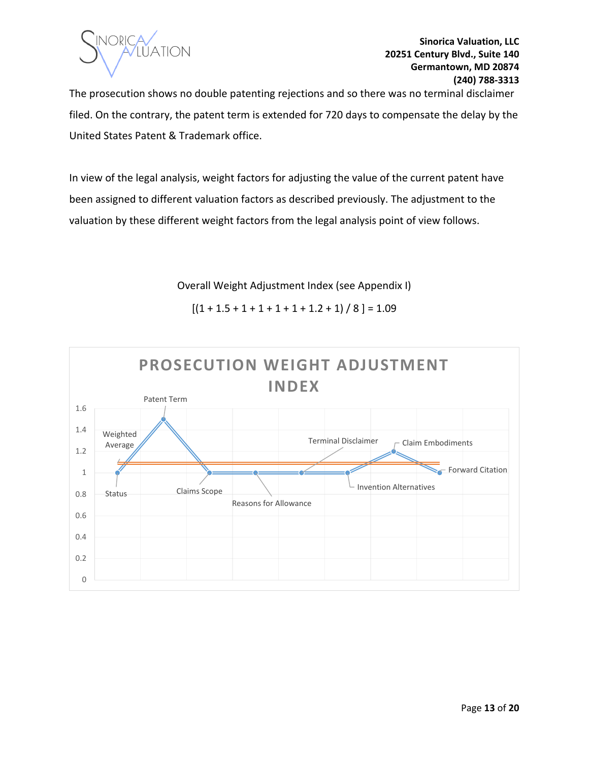The prosecution shows no double patenting rejections and so there was no terminal disclaimer filed. On the contrary, the patent term is extended for 720 days to compensate the delay by the United States Patent & Trademark office.

In view of the legal analysis, weight factors for adjusting the value of the current patent have been assigned to different valuation factors as described previously. The adjustment to the valuation by these different weight factors from the legal analysis point of view follows.

Overall Weight Adjustment Index (see Appendix I)

$$[(1 + 1.5 + 1 + 1 + 1 + 1 + 1.2 + 1) / 8 ] = 1.09$$

**PROSECUTION WEIGHT ADJUSTMENT INDEX**

| Factor | Weight |
|---|---|
| Status | 1 |
| Patent Term | 1.5 |
| Claims Scope | 1 |
| Reasons for Allowance | 1 |
| Terminal Disclaimer | 1 |
| Invention Alternatives | 1 |
| Claim Embodiments | 1.2 |
| Forward Citation | 1 |
| Weighted Average | 1.09 |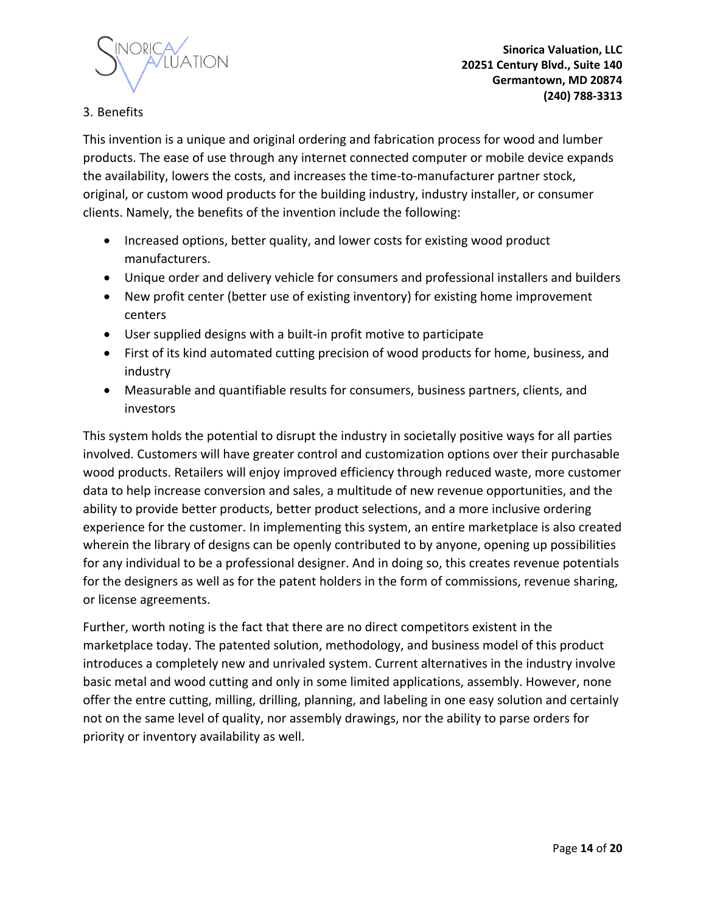3. Benefits

This invention is a unique and original ordering and fabrication process for wood and lumber products. The ease of use through any internet connected computer or mobile device expands the availability, lowers the costs, and increases the time-to-manufacturer partner stock, original, or custom wood products for the building industry, industry installer, or consumer clients. Namely, the benefits of the invention include the following:

- Increased options, better quality, and lower costs for existing wood product manufacturers.
- Unique order and delivery vehicle for consumers and professional installers and builders
- New profit center (better use of existing inventory) for existing home improvement centers
- User supplied designs with a built-in profit motive to participate
- First of its kind automated cutting precision of wood products for home, business, and industry
- Measurable and quantifiable results for consumers, business partners, clients, and investors

This system holds the potential to disrupt the industry in societally positive ways for all parties involved. Customers will have greater control and customization options over their purchasable wood products. Retailers will enjoy improved efficiency through reduced waste, more customer data to help increase conversion and sales, a multitude of new revenue opportunities, and the ability to provide better products, better product selections, and a more inclusive ordering experience for the customer. In implementing this system, an entire marketplace is also created wherein the library of designs can be openly contributed to by anyone, opening up possibilities for any individual to be a professional designer. And in doing so, this creates revenue potentials for the designers as well as for the patent holders in the form of commissions, revenue sharing, or license agreements.

Further, worth noting is the fact that there are no direct competitors existent in the marketplace today. The patented solution, methodology, and business model of this product introduces a completely new and unrivaled system. Current alternatives in the industry involve basic metal and wood cutting and only in some limited applications, assembly. However, none offer the entre cutting, milling, drilling, planning, and labeling in one easy solution and certainly not on the same level of quality, nor assembly drawings, nor the ability to parse orders for priority or inventory availability as well.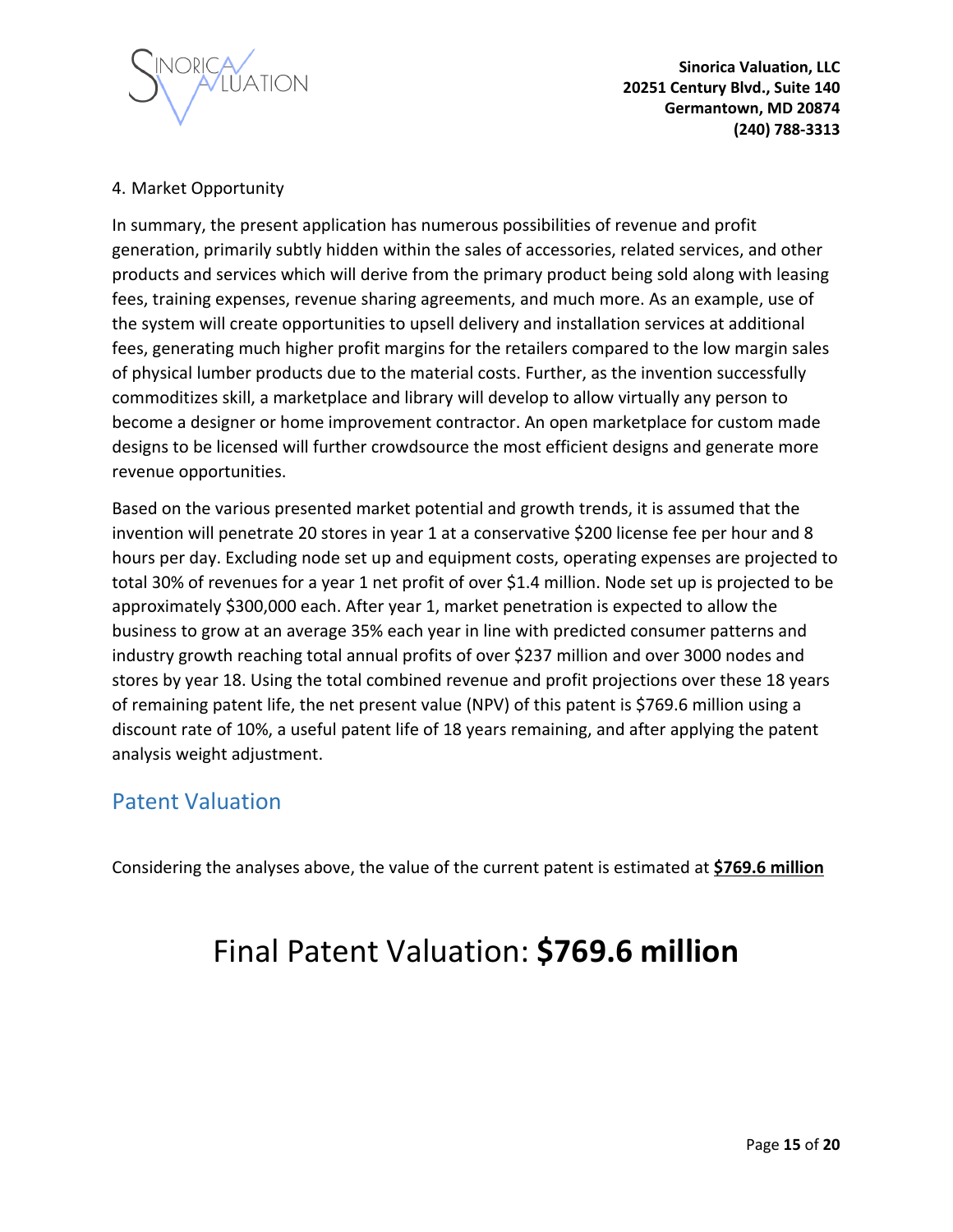4. Market Opportunity

In summary, the present application has numerous possibilities of revenue and profit generation, primarily subtly hidden within the sales of accessories, related services, and other products and services which will derive from the primary product being sold along with leasing fees, training expenses, revenue sharing agreements, and much more. As an example, use of the system will create opportunities to upsell delivery and installation services at additional fees, generating much higher profit margins for the retailers compared to the low margin sales of physical lumber products due to the material costs. Further, as the invention successfully commoditizes skill, a marketplace and library will develop to allow virtually any person to become a designer or home improvement contractor. An open marketplace for custom made designs to be licensed will further crowdsource the most efficient designs and generate more revenue opportunities.

Based on the various presented market potential and growth trends, it is assumed that the invention will penetrate 20 stores in year 1 at a conservative $200 license fee per hour and 8 hours per day. Excluding node set up and equipment costs, operating expenses are projected to total 30% of revenues for a year 1 net profit of over $1.4 million. Node set up is projected to be approximately $300,000 each. After year 1, market penetration is expected to allow the business to grow at an average 35% each year in line with predicted consumer patterns and industry growth reaching total annual profits of over $237 million and over 3000 nodes and stores by year 18. Using the total combined revenue and profit projections over these 18 years of remaining patent life, the net present value (NPV) of this patent is $769.6 million using a discount rate of 10%, a useful patent life of 18 years remaining, and after applying the patent analysis weight adjustment.

## Patent Valuation

Considering the analyses above, the value of the current patent is estimated at **$769.6 million**

# Final Patent Valuation: **$769.6 million**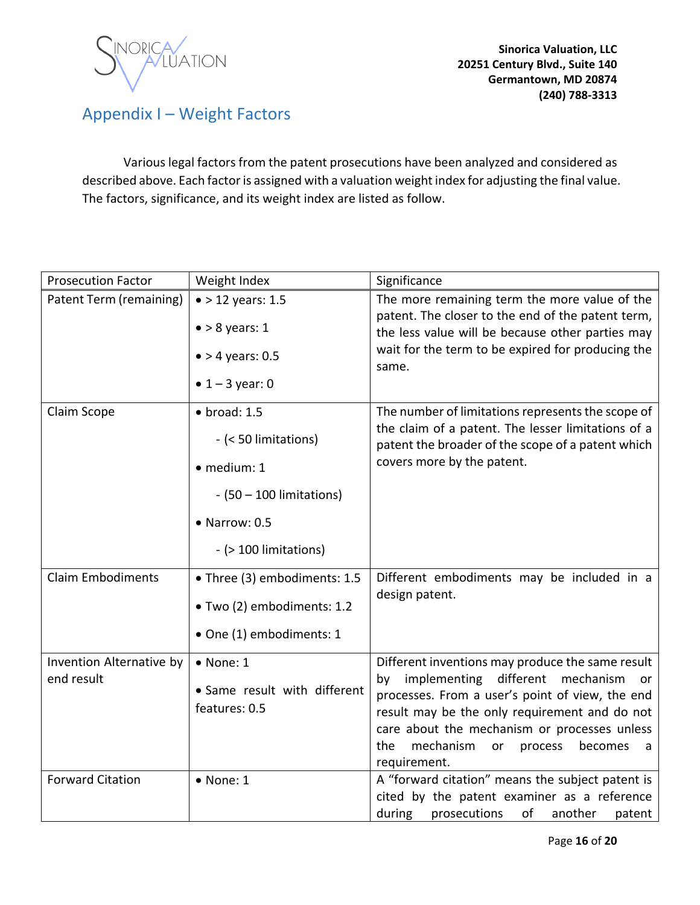## Appendix I – Weight Factors

Various legal factors from the patent prosecutions have been analyzed and considered as described above. Each factor is assigned with a valuation weight index for adjusting the final value. The factors, significance, and its weight index are listed as follow.

| Prosecution Factor | Weight Index | Significance |
|---|---|---|
| Patent Term (remaining) | • > 12 years: 1.5<br>• > 8 years: 1<br>• > 4 years: 0.5<br>• 1 – 3 year: 0 | The more remaining term the more value of the patent. The closer to the end of the patent term, the less value will be because other parties may wait for the term to be expired for producing the same. |
| Claim Scope | • broad: 1.5<br>- (< 50 limitations)<br>• medium: 1<br>- (50 – 100 limitations)<br>• Narrow: 0.5<br>- (> 100 limitations) | The number of limitations represents the scope of the claim of a patent. The lesser limitations of a patent the broader of the scope of a patent which covers more by the patent. |
| Claim Embodiments | • Three (3) embodiments: 1.5<br>• Two (2) embodiments: 1.2<br>• One (1) embodiments: 1 | Different embodiments may be included in a design patent. |
| Invention Alternative by end result | • None: 1<br>• Same result with different features: 0.5 | Different inventions may produce the same result by implementing different mechanism or processes. From a user's point of view, the end result may be the only requirement and do not care about the mechanism or processes unless the mechanism or process becomes a requirement. |
| Forward Citation | • None: 1 | A "forward citation" means the subject patent is cited by the patent examiner as a reference during prosecutions of another patent |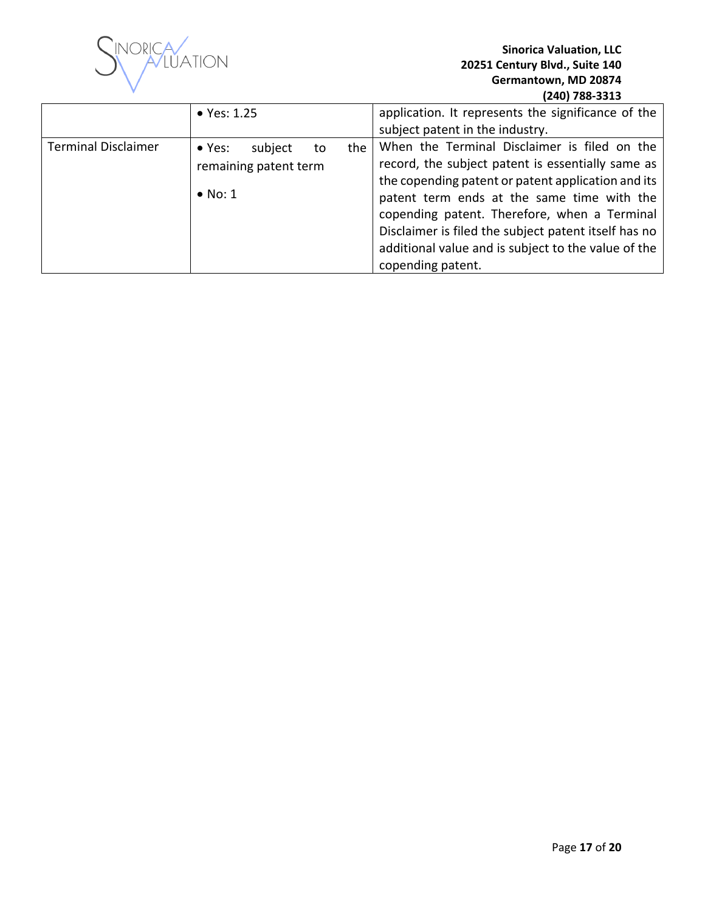| | | |
|---|---|---|
| | • Yes: 1.25 | application. It represents the significance of the subject patent in the industry. |
| Terminal Disclaimer | • Yes: subject to the remaining patent term<br><br>• No: 1 | When the Terminal Disclaimer is filed on the record, the subject patent is essentially same as the copending patent or patent application and its patent term ends at the same time with the copending patent. Therefore, when a Terminal Disclaimer is filed the subject patent itself has no additional value and is subject to the value of the copending patent. |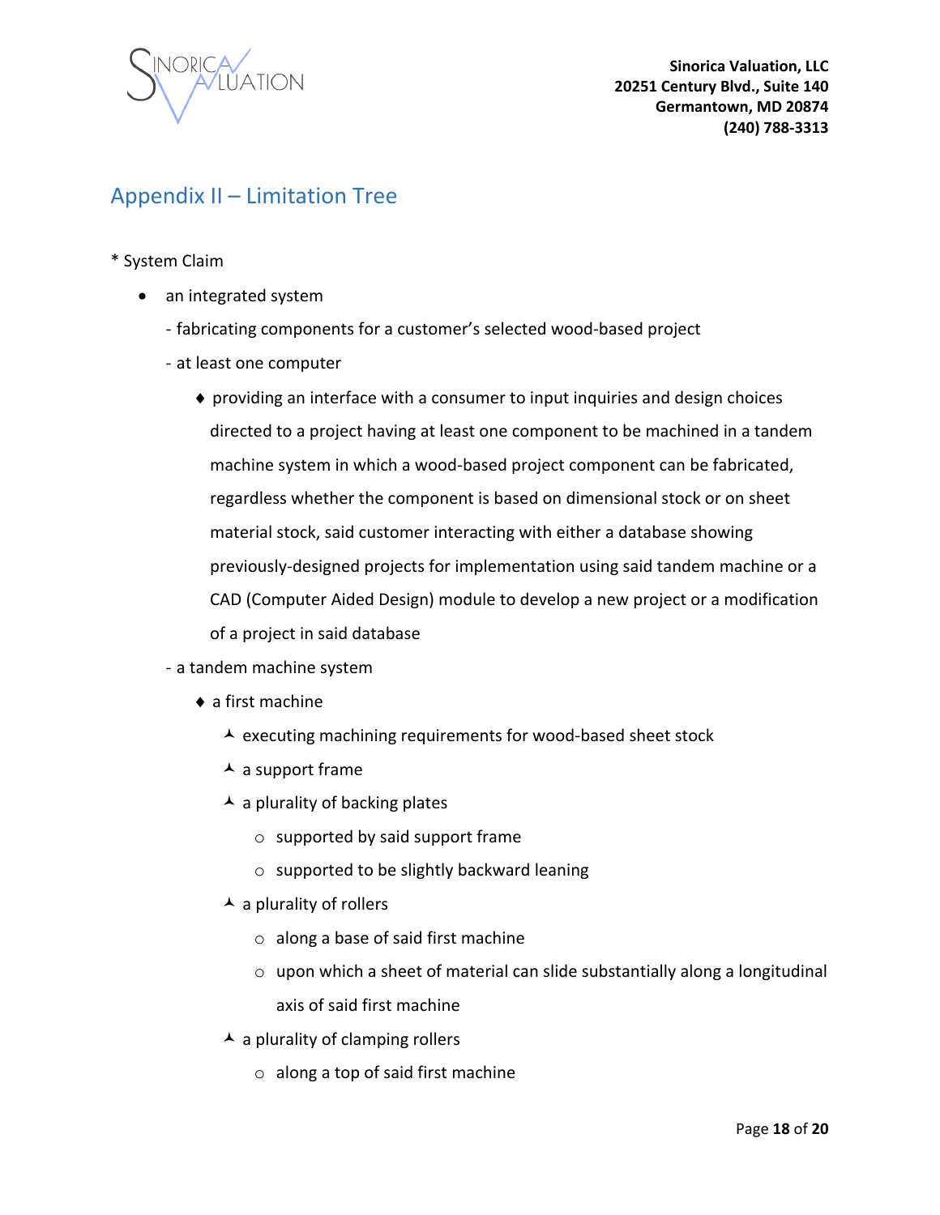## Appendix II – Limitation Tree

* System Claim

- an integrated system
    - fabricating components for a customer's selected wood-based project
    - at least one computer
        - ♦ providing an interface with a consumer to input inquiries and design choices directed to a project having at least one component to be machined in a tandem machine system in which a wood-based project component can be fabricated, regardless whether the component is based on dimensional stock or on sheet material stock, said customer interacting with either a database showing previously-designed projects for implementation using said tandem machine or a CAD (Computer Aided Design) module to develop a new project or a modification of a project in said database
    - a tandem machine system
        - ♦ a first machine
            - ⅄ executing machining requirements for wood-based sheet stock
            - ⅄ a support frame
            - ⅄ a plurality of backing plates
                - ○ supported by said support frame
                - ○ supported to be slightly backward leaning
            - ⅄ a plurality of rollers
                - ○ along a base of said first machine
                - ○ upon which a sheet of material can slide substantially along a longitudinal axis of said first machine
            - ⅄ a plurality of clamping rollers
                - ○ along a top of said first machine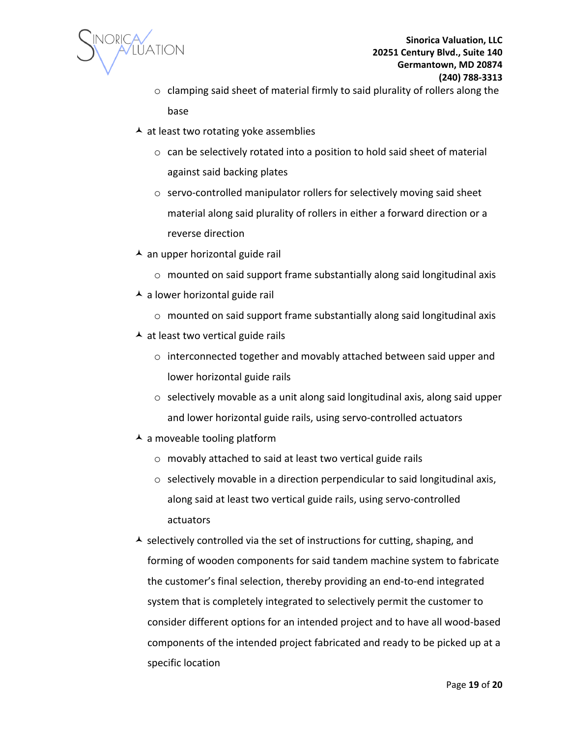- clamping said sheet of material firmly to said plurality of rollers along the base
- at least two rotating yoke assemblies
    - can be selectively rotated into a position to hold said sheet of material against said backing plates
    - servo-controlled manipulator rollers for selectively moving said sheet material along said plurality of rollers in either a forward direction or a reverse direction
- an upper horizontal guide rail
    - mounted on said support frame substantially along said longitudinal axis
- a lower horizontal guide rail
    - mounted on said support frame substantially along said longitudinal axis
- at least two vertical guide rails
    - interconnected together and movably attached between said upper and lower horizontal guide rails
    - selectively movable as a unit along said longitudinal axis, along said upper and lower horizontal guide rails, using servo-controlled actuators
- a moveable tooling platform
    - movably attached to said at least two vertical guide rails
    - selectively movable in a direction perpendicular to said longitudinal axis, along said at least two vertical guide rails, using servo-controlled actuators
- selectively controlled via the set of instructions for cutting, shaping, and forming of wooden components for said tandem machine system to fabricate the customer's final selection, thereby providing an end-to-end integrated system that is completely integrated to selectively permit the customer to consider different options for an intended project and to have all wood-based components of the intended project fabricated and ready to be picked up at a specific location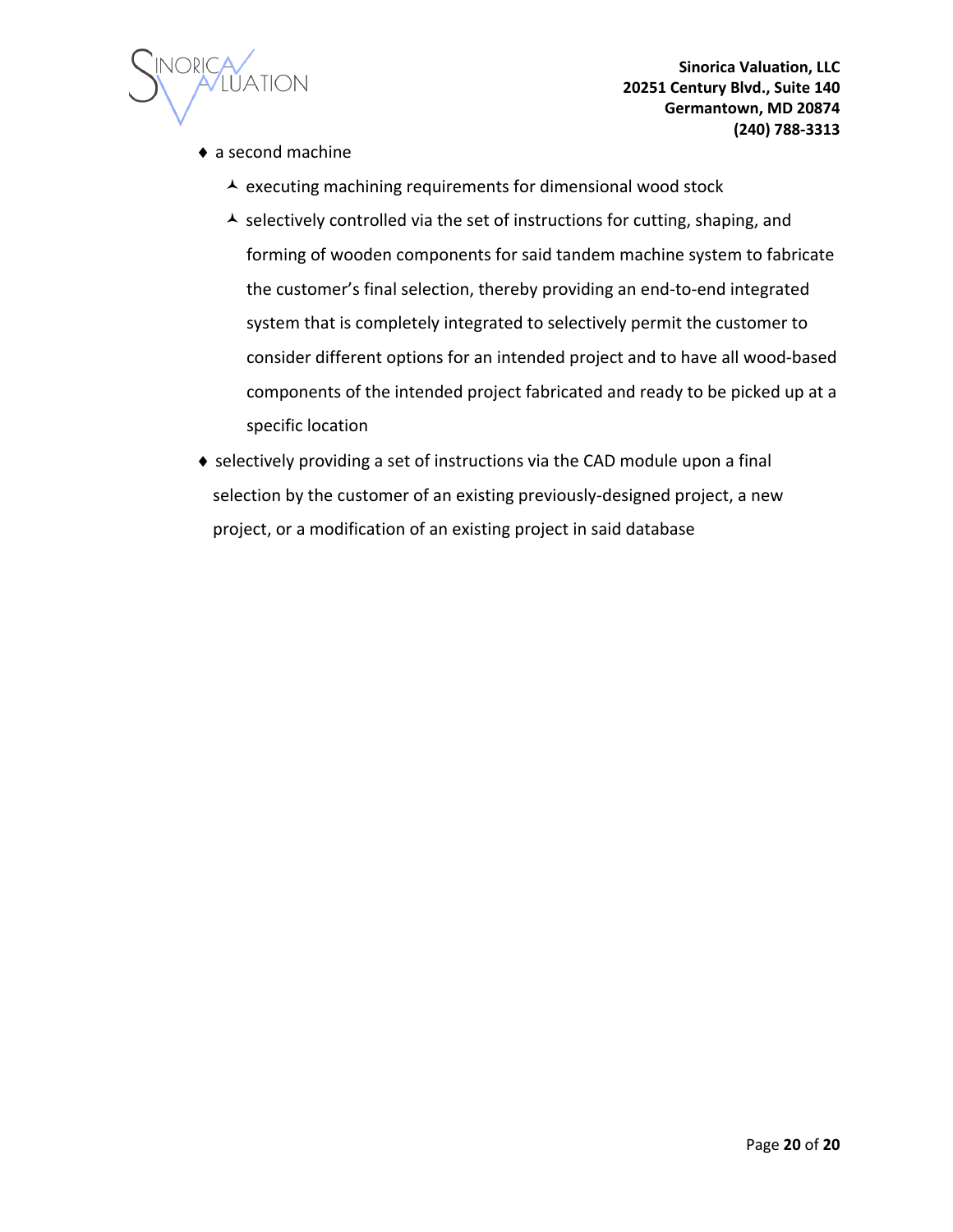- a second machine
  - executing machining requirements for dimensional wood stock
  - selectively controlled via the set of instructions for cutting, shaping, and forming of wooden components for said tandem machine system to fabricate the customer's final selection, thereby providing an end-to-end integrated system that is completely integrated to selectively permit the customer to consider different options for an intended project and to have all wood-based components of the intended project fabricated and ready to be picked up at a specific location
- selectively providing a set of instructions via the CAD module upon a final selection by the customer of an existing previously-designed project, a new project, or a modification of an existing project in said database